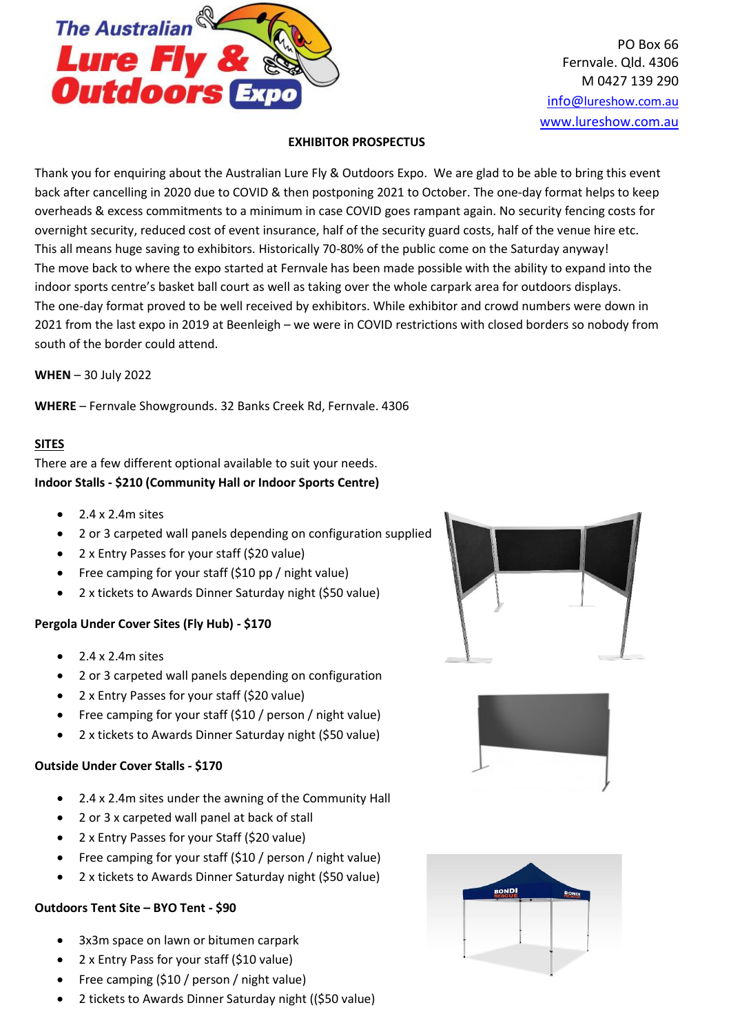PO Box 66
Fernvale. Qld. 4306
M 0427 139 290
info@lureshow.com.au
www.lureshow.com.au

# EXHIBITOR PROSPECTUS

Thank you for enquiring about the Australian Lure Fly & Outdoors Expo. We are glad to be able to bring this event back after cancelling in 2020 due to COVID & then postponing 2021 to October. The one-day format helps to keep overheads & excess commitments to a minimum in case COVID goes rampant again. No security fencing costs for overnight security, reduced cost of event insurance, half of the security guard costs, half of the venue hire etc. This all means huge saving to exhibitors. Historically 70-80% of the public come on the Saturday anyway!
The move back to where the expo started at Fernvale has been made possible with the ability to expand into the indoor sports centre's basket ball court as well as taking over the whole carpark area for outdoors displays.
The one-day format proved to be well received by exhibitors. While exhibitor and crowd numbers were down in 2021 from the last expo in 2019 at Beenleigh – we were in COVID restrictions with closed borders so nobody from south of the border could attend.

**WHEN** – 30 July 2022

**WHERE** – Fernvale Showgrounds. 32 Banks Creek Rd, Fernvale. 4306

## SITES

There are a few different optional available to suit your needs.

**Indoor Stalls - $210 (Community Hall or Indoor Sports Centre)**

- 2.4 x 2.4m sites
- 2 or 3 carpeted wall panels depending on configuration supplied
- 2 x Entry Passes for your staff ($20 value)
- Free camping for your staff ($10 pp / night value)
- 2 x tickets to Awards Dinner Saturday night ($50 value)

**Pergola Under Cover Sites (Fly Hub) - $170**

- 2.4 x 2.4m sites
- 2 or 3 carpeted wall panels depending on configuration
- 2 x Entry Passes for your staff ($20 value)
- Free camping for your staff ($10 / person / night value)
- 2 x tickets to Awards Dinner Saturday night ($50 value)

**Outside Under Cover Stalls - $170**

- 2.4 x 2.4m sites under the awning of the Community Hall
- 2 or 3 x carpeted wall panel at back of stall
- 2 x Entry Passes for your Staff ($20 value)
- Free camping for your staff ($10 / person / night value)
- 2 x tickets to Awards Dinner Saturday night ($50 value)

**Outdoors Tent Site – BYO Tent - $90**

- 3x3m space on lawn or bitumen carpark
- 2 x Entry Pass for your staff ($10 value)
- Free camping ($10 / person / night value)
- 2 tickets to Awards Dinner Saturday night (($50 value)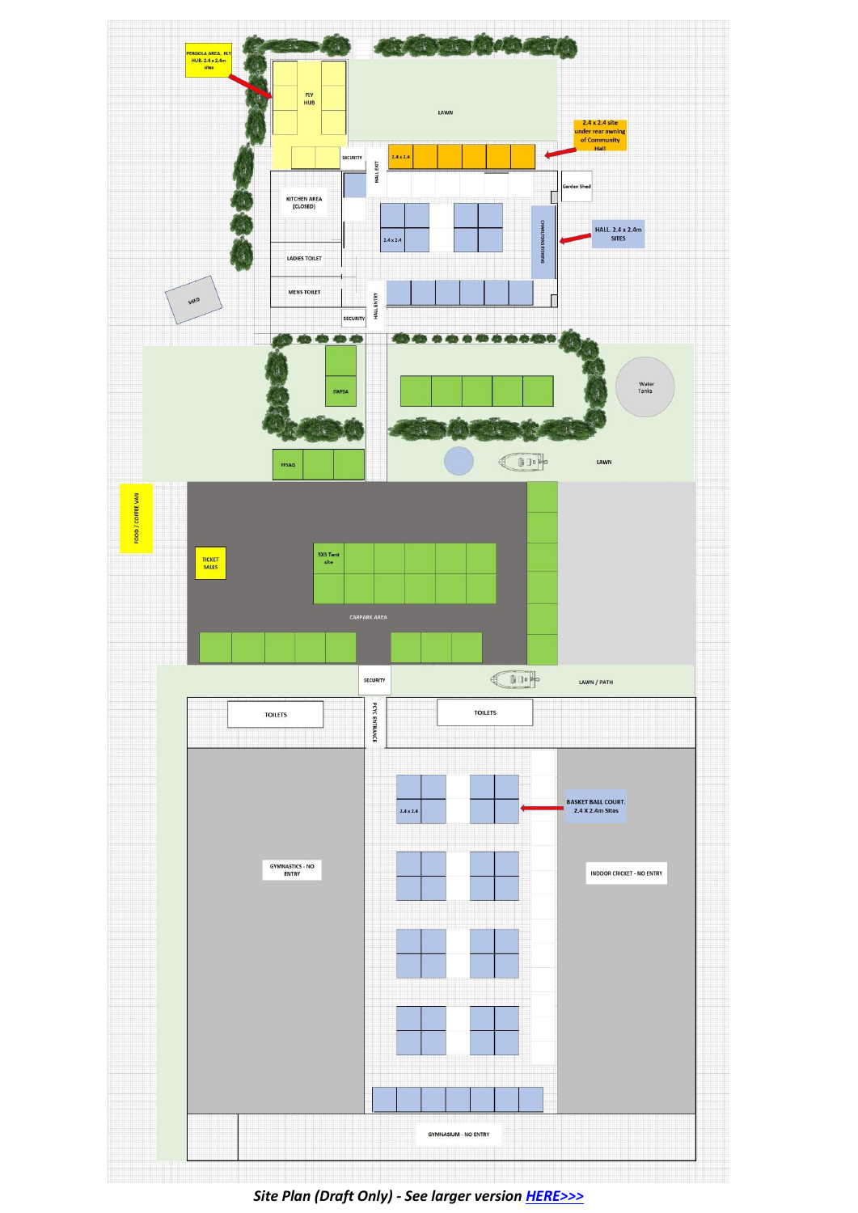***Site Plan (Draft Only) - See larger version HERE>>>***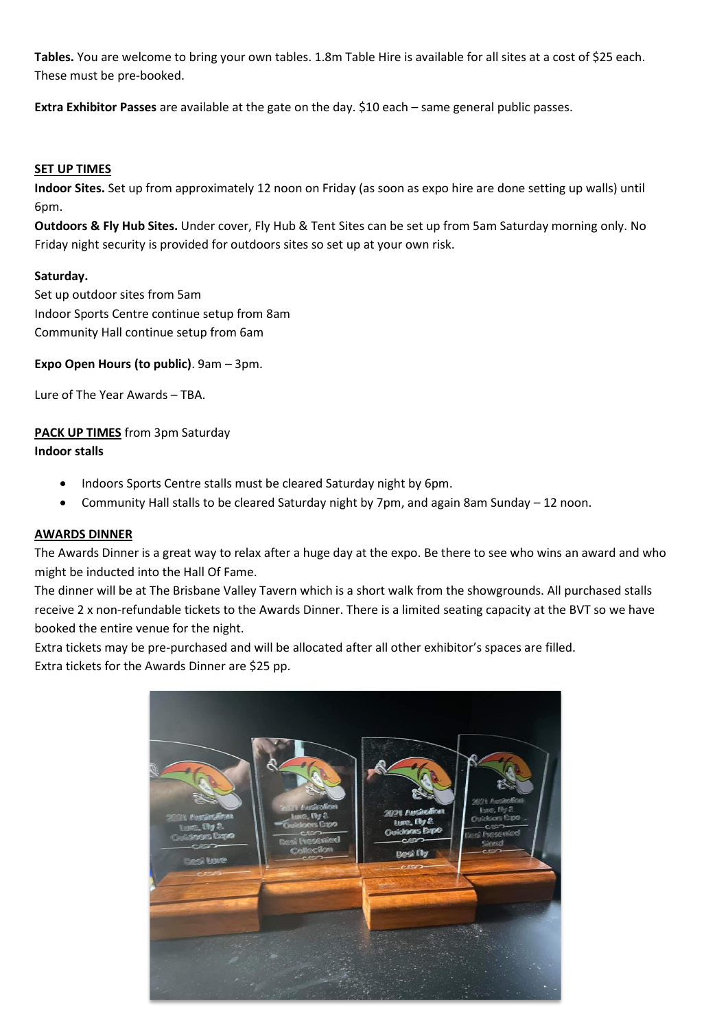**Tables.** You are welcome to bring your own tables. 1.8m Table Hire is available for all sites at a cost of $25 each. These must be pre-booked.

**Extra Exhibitor Passes** are available at the gate on the day. $10 each – same general public passes.

## SET UP TIMES

**Indoor Sites.** Set up from approximately 12 noon on Friday (as soon as expo hire are done setting up walls) until 6pm.

**Outdoors & Fly Hub Sites.** Under cover, Fly Hub & Tent Sites can be set up from 5am Saturday morning only. No Friday night security is provided for outdoors sites so set up at your own risk.

**Saturday.**

Set up outdoor sites from 5am
Indoor Sports Centre continue setup from 8am
Community Hall continue setup from 6am

**Expo Open Hours (to public)**. 9am – 3pm.

Lure of The Year Awards – TBA.

**PACK UP TIMES** from 3pm Saturday

**Indoor stalls**

- Indoors Sports Centre stalls must be cleared Saturday night by 6pm.
- Community Hall stalls to be cleared Saturday night by 7pm, and again 8am Sunday – 12 noon.

## AWARDS DINNER

The Awards Dinner is a great way to relax after a huge day at the expo. Be there to see who wins an award and who might be inducted into the Hall Of Fame.

The dinner will be at The Brisbane Valley Tavern which is a short walk from the showgrounds. All purchased stalls receive 2 x non-refundable tickets to the Awards Dinner. There is a limited seating capacity at the BVT so we have booked the entire venue for the night.

Extra tickets may be pre-purchased and will be allocated after all other exhibitor's spaces are filled.

Extra tickets for the Awards Dinner are $25 pp.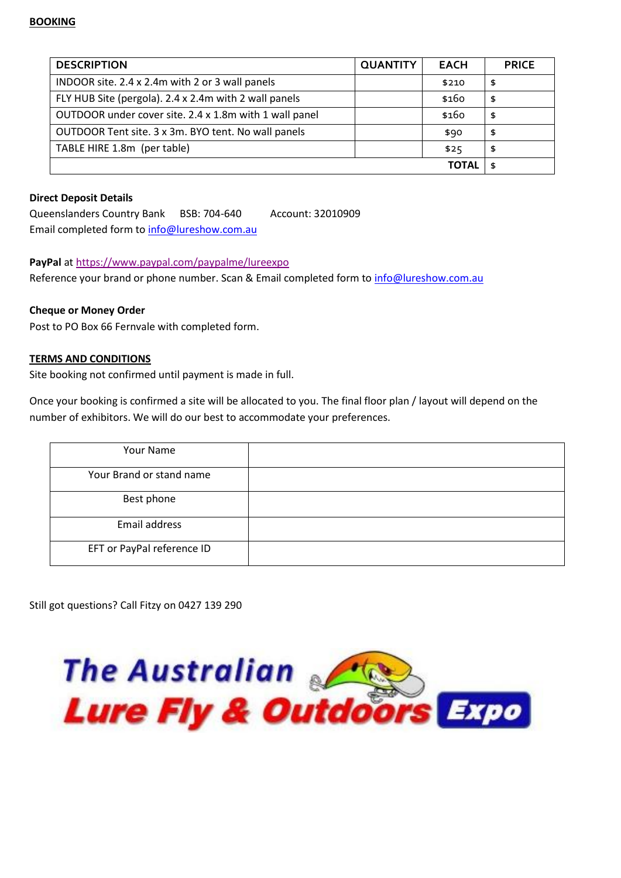**BOOKING**

| DESCRIPTION | QUANTITY | EACH | PRICE |
|---|---|---|---|
| INDOOR site. 2.4 x 2.4m with 2 or 3 wall panels | | $210 | $ |
| FLY HUB Site (pergola). 2.4 x 2.4m with 2 wall panels | | $160 | $ |
| OUTDOOR under cover site. 2.4 x 1.8m with 1 wall panel | | $160 | $ |
| OUTDOOR Tent site. 3 x 3m. BYO tent. No wall panels | | $90 | $ |
| TABLE HIRE 1.8m (per table) | | $25 | $ |
| | | **TOTAL** | $ |

**Direct Deposit Details**

Queenslanders Country Bank BSB: 704-640 Account: 32010909

Email completed form to info@lureshow.com.au

**PayPal** at https://www.paypal.com/paypalme/lureexpo

Reference your brand or phone number. Scan & Email completed form to info@lureshow.com.au

**Cheque or Money Order**

Post to PO Box 66 Fernvale with completed form.

**TERMS AND CONDITIONS**

Site booking not confirmed until payment is made in full.

Once your booking is confirmed a site will be allocated to you. The final floor plan / layout will depend on the number of exhibitors. We will do our best to accommodate your preferences.

| | |
|---|---|
| Your Name | |
| Your Brand or stand name | |
| Best phone | |
| Email address | |
| EFT or PayPal reference ID | |

Still got questions? Call Fitzy on 0427 139 290

The Australian Lure Fly & Outdoors Expo